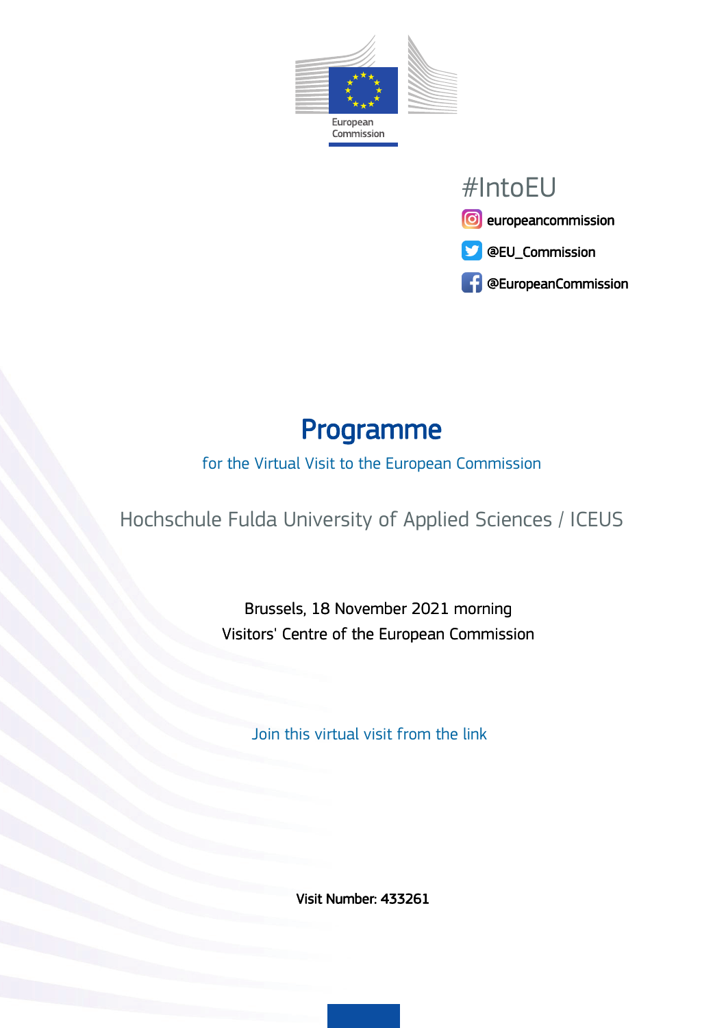European Commission

#IntoEU

europeancommission

@EU_Commission

@EuropeanCommission

# Programme

for the Virtual Visit to the European Commission

## Hochschule Fulda University of Applied Sciences / ICEUS

Brussels, 18 November 2021 morning

Visitors' Centre of the European Commission

Join this virtual visit from the link

**Visit Number: 433261**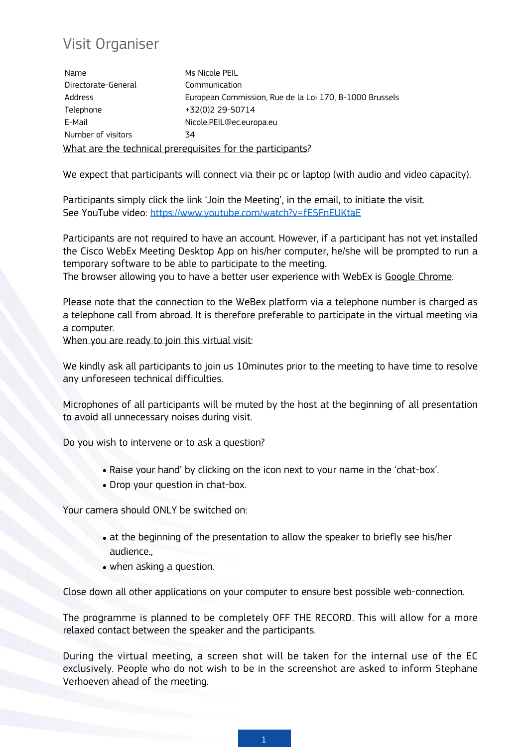## Visit Organiser

| Name | Ms Nicole PEIL |
|---|---|
| Directorate-General | Communication |
| Address | European Commission, Rue de la Loi 170, B-1000 Brussels |
| Telephone | +32(0)2 29-50714 |
| E-Mail | Nicole.PEIL@ec.europa.eu |
| Number of visitors | 34 |

What are the technical prerequisites for the participants?

We expect that participants will connect via their pc or laptop (with audio and video capacity).

Participants simply click the link 'Join the Meeting', in the email, to initiate the visit.
See YouTube video: https://www.youtube.com/watch?v=fE5FnEUKtaE

Participants are not required to have an account. However, if a participant has not yet installed the Cisco WebEx Meeting Desktop App on his/her computer, he/she will be prompted to run a temporary software to be able to participate to the meeting.
The browser allowing you to have a better user experience with WebEx is Google Chrome.

Please note that the connection to the WeBex platform via a telephone number is charged as a telephone call from abroad. It is therefore preferable to participate in the virtual meeting via a computer.

When you are ready to join this virtual visit:

We kindly ask all participants to join us 10minutes prior to the meeting to have time to resolve any unforeseen technical difficulties.

Microphones of all participants will be muted by the host at the beginning of all presentation to avoid all unnecessary noises during visit.

Do you wish to intervene or to ask a question?

- Raise your hand' by clicking on the icon next to your name in the 'chat-box'.
- Drop your question in chat-box.

Your camera should ONLY be switched on:

- at the beginning of the presentation to allow the speaker to briefly see his/her audience.,
- when asking a question.

Close down all other applications on your computer to ensure best possible web-connection.

The programme is planned to be completely OFF THE RECORD. This will allow for a more relaxed contact between the speaker and the participants.

During the virtual meeting, a screen shot will be taken for the internal use of the EC exclusively. People who do not wish to be in the screenshot are asked to inform Stephane Verhoeven ahead of the meeting.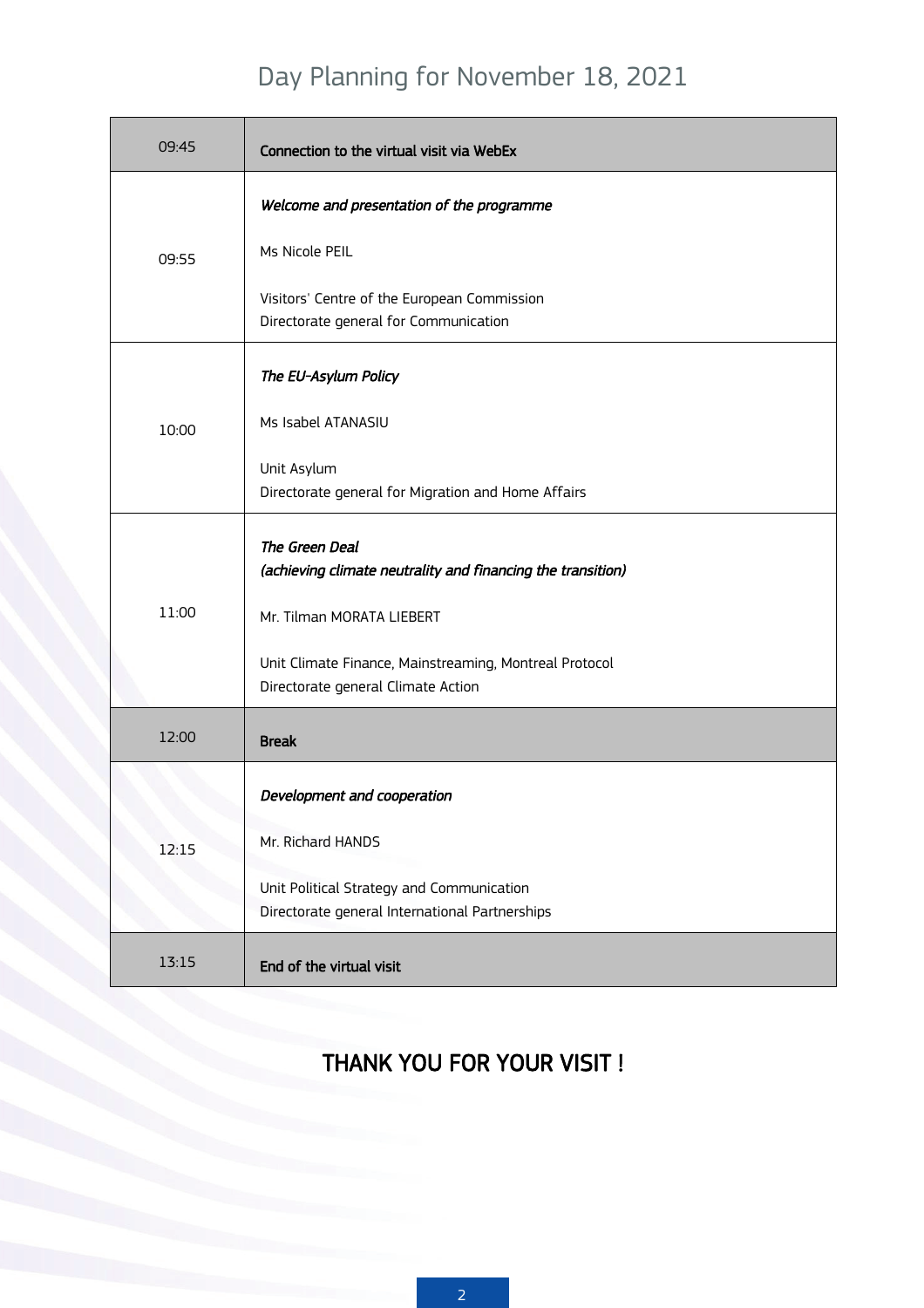# Day Planning for November 18, 2021

| Time | Programme |
|---|---|
| 09:45 | **Connection to the virtual visit via WebEx** |
| 09:55 | ***Welcome and presentation of the programme***<br><br>Ms Nicole PEIL<br><br>Visitors' Centre of the European Commission<br>Directorate general for Communication |
| 10:00 | ***The EU-Asylum Policy***<br><br>Ms Isabel ATANASIU<br><br>Unit Asylum<br>Directorate general for Migration and Home Affairs |
| 11:00 | ***The Green Deal***<br>***(achieving climate neutrality and financing the transition)***<br><br>Mr. Tilman MORATA LIEBERT<br><br>Unit Climate Finance, Mainstreaming, Montreal Protocol<br>Directorate general Climate Action |
| 12:00 | **Break** |
| 12:15 | ***Development and cooperation***<br><br>Mr. Richard HANDS<br><br>Unit Political Strategy and Communication<br>Directorate general International Partnerships |
| 13:15 | **End of the virtual visit** |

## THANK YOU FOR YOUR VISIT !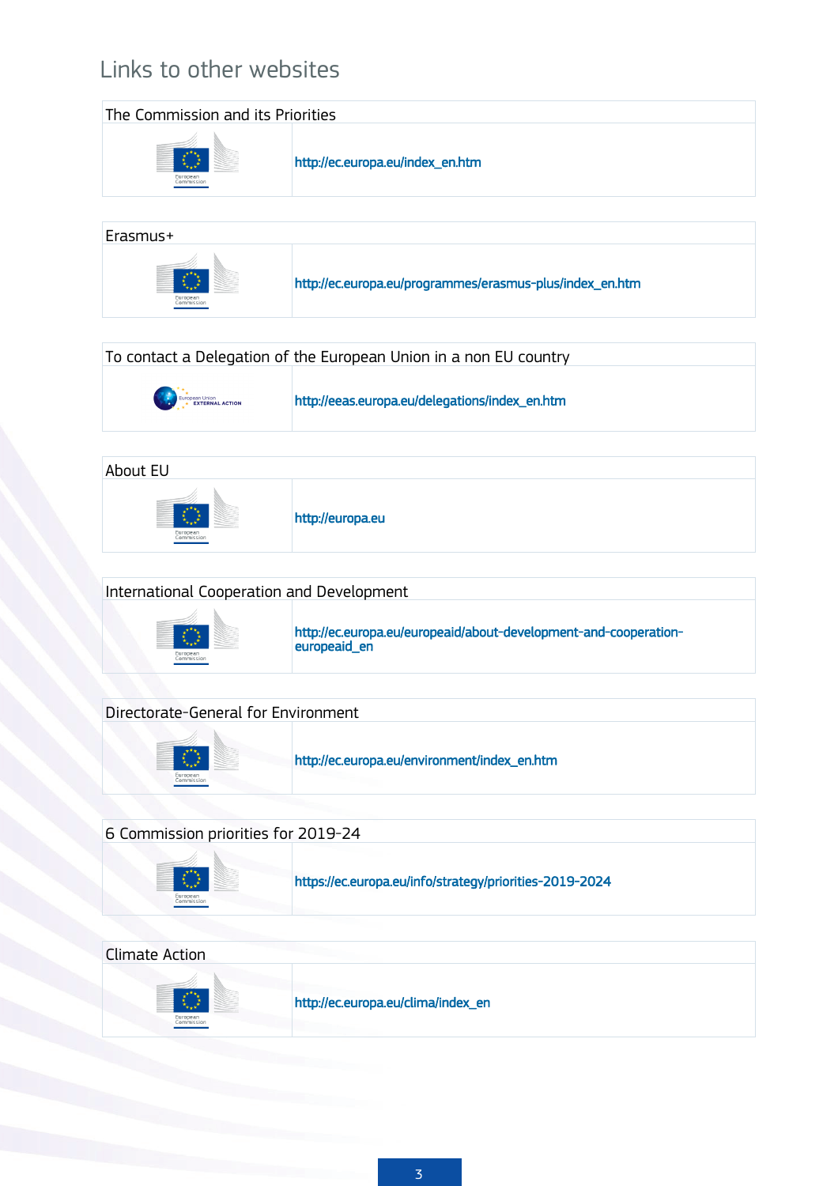# Links to other websites

| The Commission and its Priorities | |
|---|---|
| European Commission | http://ec.europa.eu/index_en.htm |

| Erasmus+ | |
|---|---|
| European Commission | http://ec.europa.eu/programmes/erasmus-plus/index_en.htm |

| To contact a Delegation of the European Union in a non EU country | |
|---|---|
| European Union EXTERNAL ACTION | http://eeas.europa.eu/delegations/index_en.htm |

| About EU | |
|---|---|
| European Commission | http://europa.eu |

| International Cooperation and Development | |
|---|---|
| European Commission | http://ec.europa.eu/europeaid/about-development-and-cooperation-europeaid_en |

| Directorate-General for Environment | |
|---|---|
| European Commission | http://ec.europa.eu/environment/index_en.htm |

| 6 Commission priorities for 2019-24 | |
|---|---|
| European Commission | https://ec.europa.eu/info/strategy/priorities-2019-2024 |

| Climate Action | |
|---|---|
| European Commission | http://ec.europa.eu/clima/index_en |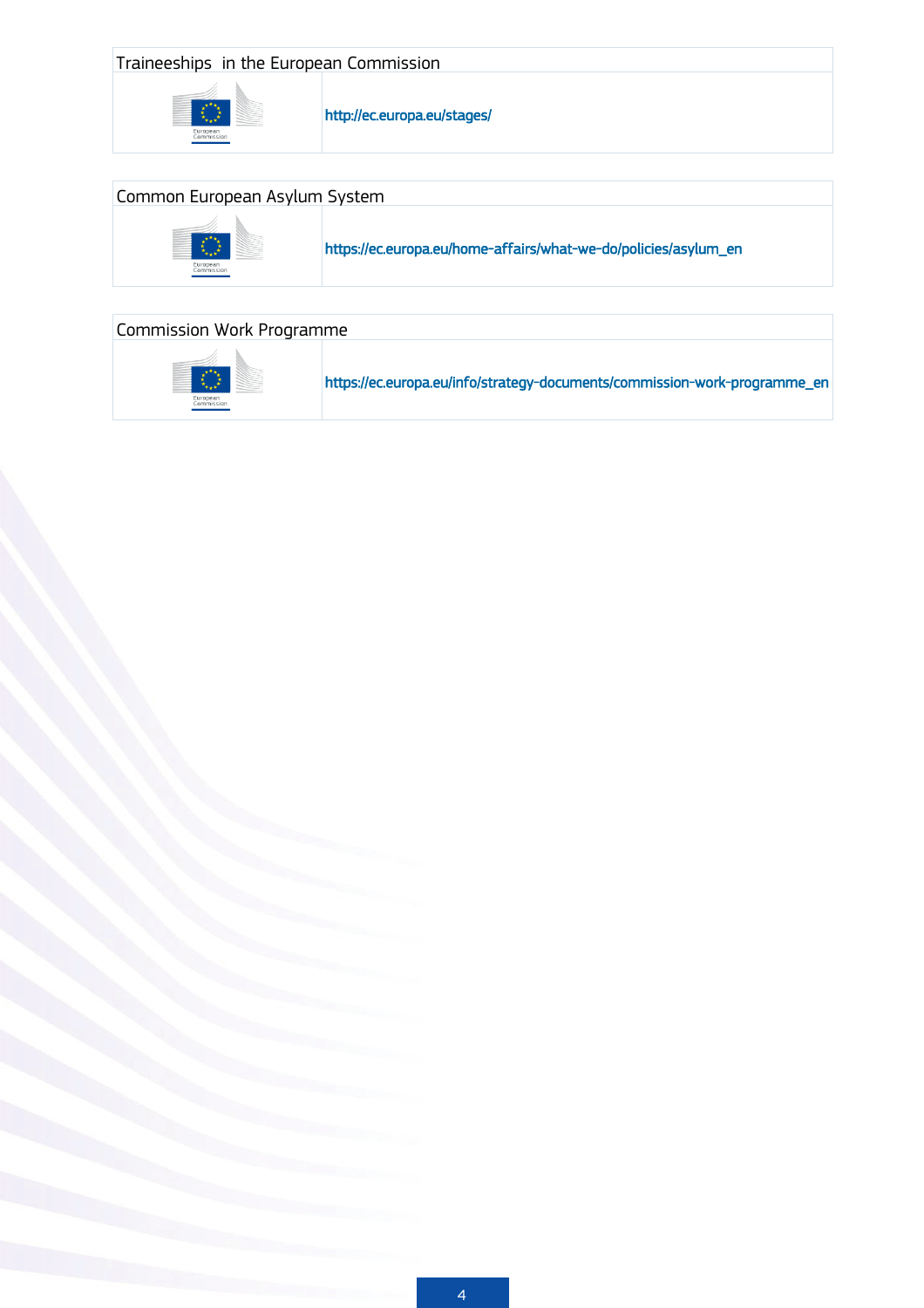| Traineeships in the European Commission | |
| --- | --- |
| European Commission | http://ec.europa.eu/stages/ |

| Common European Asylum System | |
| --- | --- |
| European Commission | https://ec.europa.eu/home-affairs/what-we-do/policies/asylum_en |

| Commission Work Programme | |
| --- | --- |
| European Commission | https://ec.europa.eu/info/strategy-documents/commission-work-programme_en |